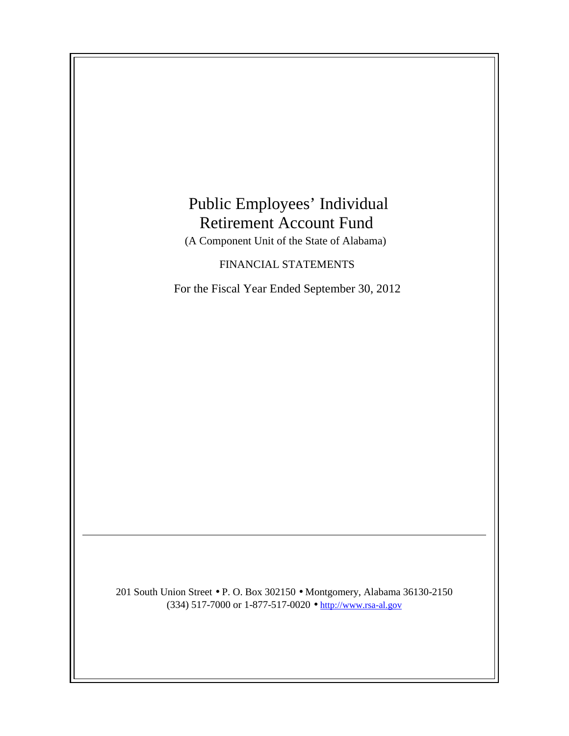# Public Employees' Individual Retirement Account Fund

(A Component Unit of the State of Alabama)

FINANCIAL STATEMENTS

For the Fiscal Year Ended September 30, 2012

---

201 South Union Street • P. O. Box 302150 • Montgomery, Alabama 36130-2150

(334) 517-7000 or 1-877-517-0020 • http://www.rsa-al.gov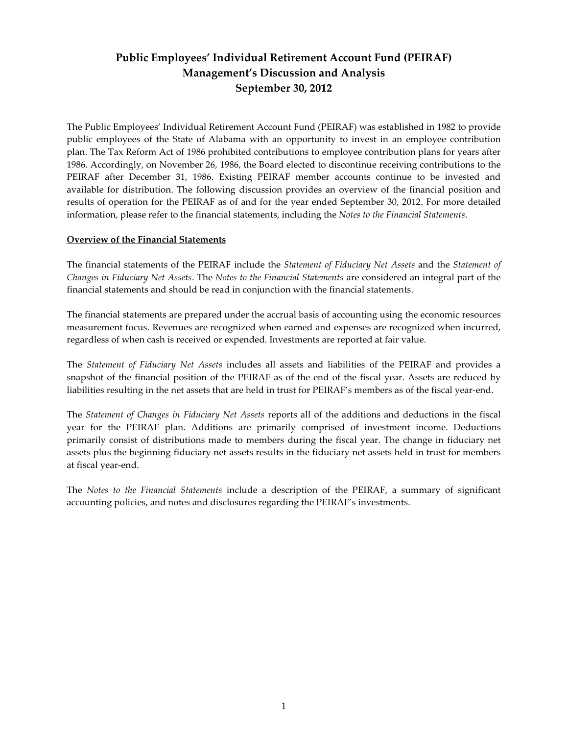# Public Employees' Individual Retirement Account Fund (PEIRAF)
## Management's Discussion and Analysis
## September 30, 2012

The Public Employees' Individual Retirement Account Fund (PEIRAF) was established in 1982 to provide public employees of the State of Alabama with an opportunity to invest in an employee contribution plan. The Tax Reform Act of 1986 prohibited contributions to employee contribution plans for years after 1986. Accordingly, on November 26, 1986, the Board elected to discontinue receiving contributions to the PEIRAF after December 31, 1986. Existing PEIRAF member accounts continue to be invested and available for distribution. The following discussion provides an overview of the financial position and results of operation for the PEIRAF as of and for the year ended September 30, 2012. For more detailed information, please refer to the financial statements, including the *Notes to the Financial Statements*.

**Overview of the Financial Statements**

The financial statements of the PEIRAF include the *Statement of Fiduciary Net Assets* and the *Statement of Changes in Fiduciary Net Assets*. The *Notes to the Financial Statements* are considered an integral part of the financial statements and should be read in conjunction with the financial statements.

The financial statements are prepared under the accrual basis of accounting using the economic resources measurement focus. Revenues are recognized when earned and expenses are recognized when incurred, regardless of when cash is received or expended. Investments are reported at fair value.

The *Statement of Fiduciary Net Assets* includes all assets and liabilities of the PEIRAF and provides a snapshot of the financial position of the PEIRAF as of the end of the fiscal year. Assets are reduced by liabilities resulting in the net assets that are held in trust for PEIRAF's members as of the fiscal year-end.

The *Statement of Changes in Fiduciary Net Assets* reports all of the additions and deductions in the fiscal year for the PEIRAF plan. Additions are primarily comprised of investment income. Deductions primarily consist of distributions made to members during the fiscal year. The change in fiduciary net assets plus the beginning fiduciary net assets results in the fiduciary net assets held in trust for members at fiscal year-end.

The *Notes to the Financial Statements* include a description of the PEIRAF, a summary of significant accounting policies, and notes and disclosures regarding the PEIRAF's investments.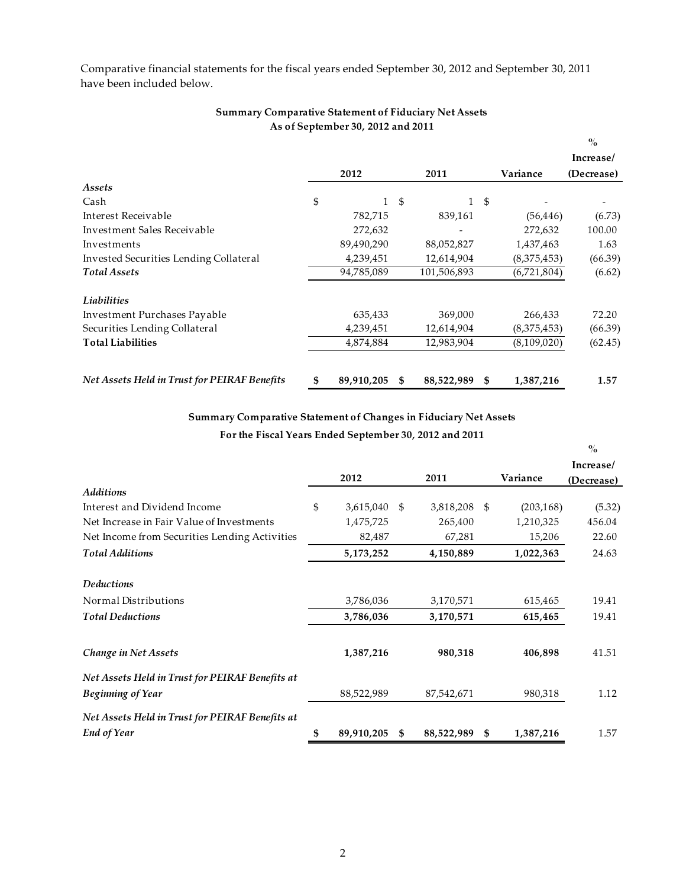Comparative financial statements for the fiscal years ended September 30, 2012 and September 30, 2011 have been included below.

**Summary Comparative Statement of Fiduciary Net Assets**
**As of September 30, 2012 and 2011**

| | 2012 | 2011 | Variance | % Increase/ (Decrease) |
|---|---|---|---|---|
| ***Assets*** | | | | |
| Cash | $ 1 | $ 1 | $ - | - |
| Interest Receivable | 782,715 | 839,161 | (56,446) | (6.73) |
| Investment Sales Receivable | 272,632 | - | 272,632 | 100.00 |
| Investments | 89,490,290 | 88,052,827 | 1,437,463 | 1.63 |
| Invested Securities Lending Collateral | 4,239,451 | 12,614,904 | (8,375,453) | (66.39) |
| ***Total Assets*** | 94,785,089 | 101,506,893 | (6,721,804) | (6.62) |
| ***Liabilities*** | | | | |
| Investment Purchases Payable | 635,433 | 369,000 | 266,433 | 72.20 |
| Securities Lending Collateral | 4,239,451 | 12,614,904 | (8,375,453) | (66.39) |
| **Total Liabilities** | 4,874,884 | 12,983,904 | (8,109,020) | (62.45) |
| ***Net Assets Held in Trust for PEIRAF Benefits*** | **$ 89,910,205** | **$ 88,522,989** | **$ 1,387,216** | **1.57** |

**Summary Comparative Statement of Changes in Fiduciary Net Assets**
**For the Fiscal Years Ended September 30, 2012 and 2011**

| | 2012 | 2011 | Variance | % Increase/ (Decrease) |
|---|---|---|---|---|
| ***Additions*** | | | | |
| Interest and Dividend Income | $ 3,615,040 | $ 3,818,208 | $ (203,168) | (5.32) |
| Net Increase in Fair Value of Investments | 1,475,725 | 265,400 | 1,210,325 | 456.04 |
| Net Income from Securities Lending Activities | 82,487 | 67,281 | 15,206 | 22.60 |
| ***Total Additions*** | **5,173,252** | **4,150,889** | **1,022,363** | 24.63 |
| ***Deductions*** | | | | |
| Normal Distributions | 3,786,036 | 3,170,571 | 615,465 | 19.41 |
| ***Total Deductions*** | **3,786,036** | **3,170,571** | **615,465** | 19.41 |
| ***Change in Net Assets*** | **1,387,216** | **980,318** | **406,898** | 41.51 |
| ***Net Assets Held in Trust for PEIRAF Benefits at Beginning of Year*** | 88,522,989 | 87,542,671 | 980,318 | 1.12 |
| ***Net Assets Held in Trust for PEIRAF Benefits at End of Year*** | **$ 89,910,205** | **$ 88,522,989** | **$ 1,387,216** | 1.57 |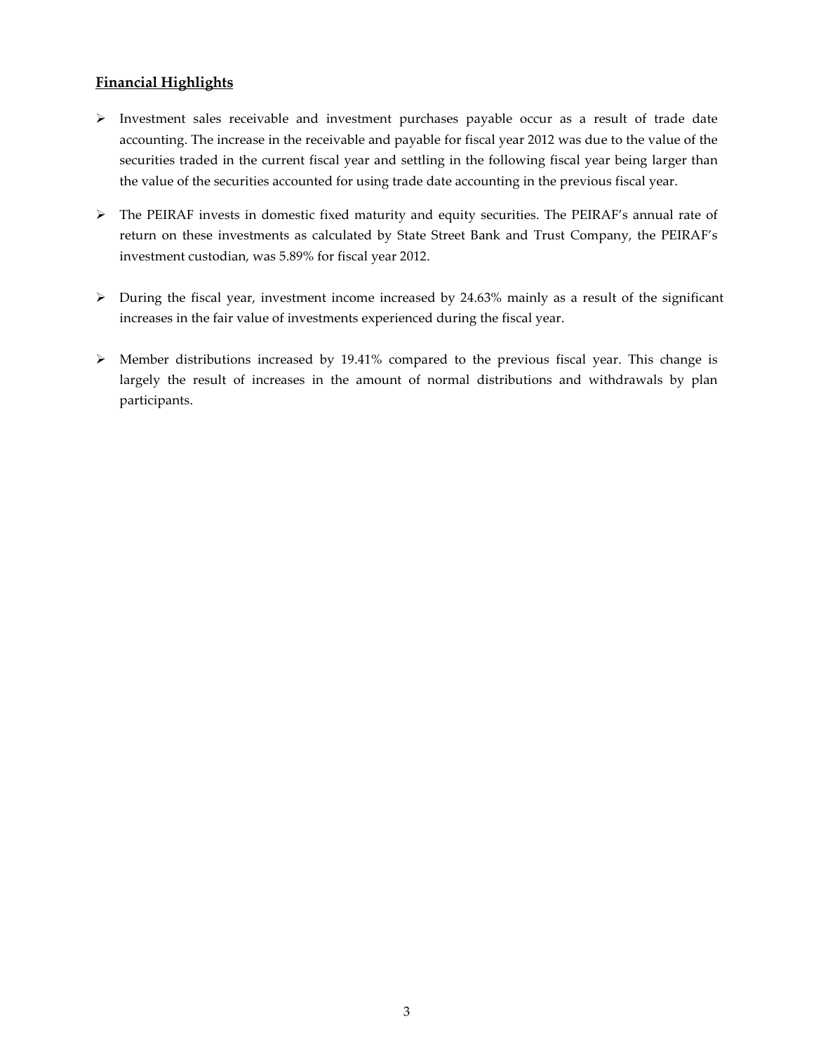## Financial Highlights

- Investment sales receivable and investment purchases payable occur as a result of trade date accounting. The increase in the receivable and payable for fiscal year 2012 was due to the value of the securities traded in the current fiscal year and settling in the following fiscal year being larger than the value of the securities accounted for using trade date accounting in the previous fiscal year.

- The PEIRAF invests in domestic fixed maturity and equity securities. The PEIRAF's annual rate of return on these investments as calculated by State Street Bank and Trust Company, the PEIRAF's investment custodian, was 5.89% for fiscal year 2012.

- During the fiscal year, investment income increased by 24.63% mainly as a result of the significant increases in the fair value of investments experienced during the fiscal year.

- Member distributions increased by 19.41% compared to the previous fiscal year. This change is largely the result of increases in the amount of normal distributions and withdrawals by plan participants.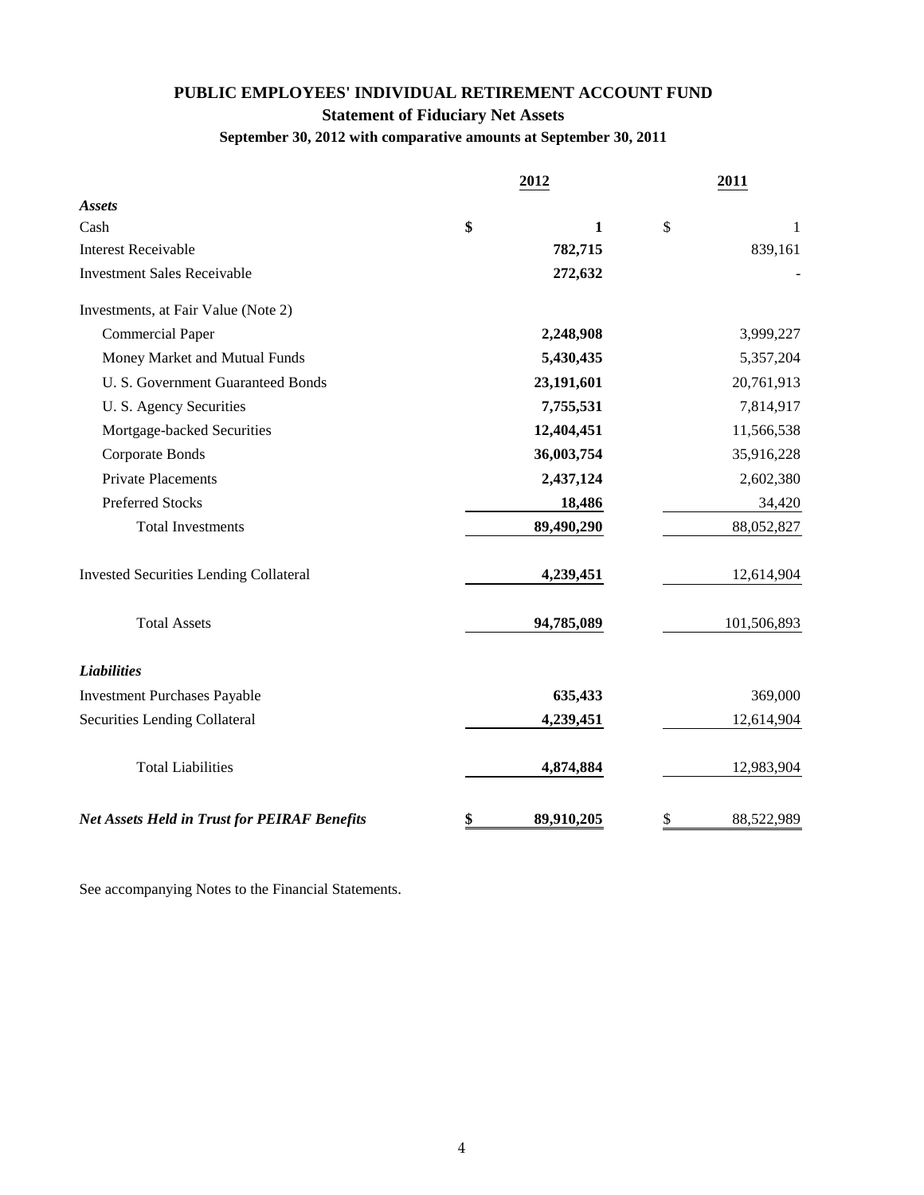# PUBLIC EMPLOYEES' INDIVIDUAL RETIREMENT ACCOUNT FUND

## Statement of Fiduciary Net Assets

### September 30, 2012 with comparative amounts at September 30, 2011

| | 2012 | 2011 |
|---|---|---|
| ***Assets*** | | |
| Cash | **$ 1** | $ 1 |
| Interest Receivable | **782,715** | 839,161 |
| Investment Sales Receivable | **272,632** | - |
| Investments, at Fair Value (Note 2) | | |
| Commercial Paper | **2,248,908** | 3,999,227 |
| Money Market and Mutual Funds | **5,430,435** | 5,357,204 |
| U. S. Government Guaranteed Bonds | **23,191,601** | 20,761,913 |
| U. S. Agency Securities | **7,755,531** | 7,814,917 |
| Mortgage-backed Securities | **12,404,451** | 11,566,538 |
| Corporate Bonds | **36,003,754** | 35,916,228 |
| Private Placements | **2,437,124** | 2,602,380 |
| Preferred Stocks | **18,486** | 34,420 |
| Total Investments | **89,490,290** | 88,052,827 |
| Invested Securities Lending Collateral | **4,239,451** | 12,614,904 |
| Total Assets | **94,785,089** | 101,506,893 |
| ***Liabilities*** | | |
| Investment Purchases Payable | **635,433** | 369,000 |
| Securities Lending Collateral | **4,239,451** | 12,614,904 |
| Total Liabilities | **4,874,884** | 12,983,904 |
| ***Net Assets Held in Trust for PEIRAF Benefits*** | **$ 89,910,205** | $ 88,522,989 |

See accompanying Notes to the Financial Statements.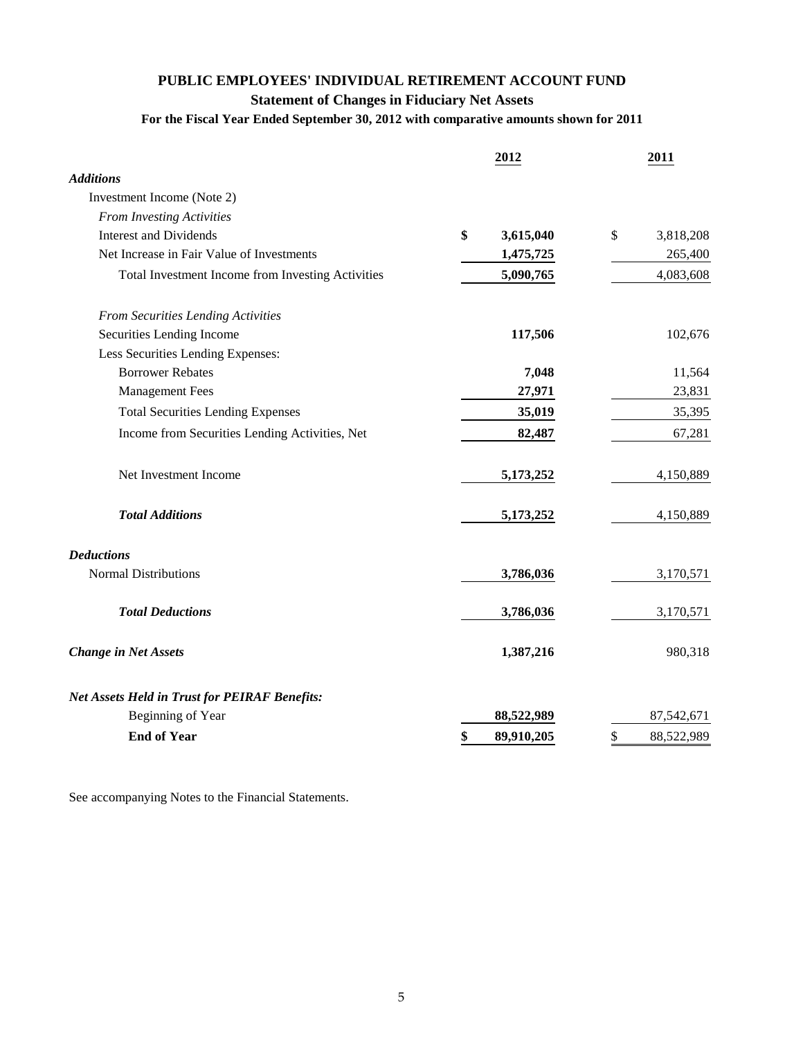# PUBLIC EMPLOYEES' INDIVIDUAL RETIREMENT ACCOUNT FUND

## Statement of Changes in Fiduciary Net Assets

### For the Fiscal Year Ended September 30, 2012 with comparative amounts shown for 2011

| | 2012 | 2011 |
|---|---|---|
| ***Additions*** | | |
| Investment Income (Note 2) | | |
| *From Investing Activities* | | |
| Interest and Dividends | **$ 3,615,040** | $ 3,818,208 |
| Net Increase in Fair Value of Investments | **1,475,725** | 265,400 |
| Total Investment Income from Investing Activities | **5,090,765** | 4,083,608 |
| *From Securities Lending Activities* | | |
| Securities Lending Income | **117,506** | 102,676 |
| Less Securities Lending Expenses: | | |
| Borrower Rebates | **7,048** | 11,564 |
| Management Fees | **27,971** | 23,831 |
| Total Securities Lending Expenses | **35,019** | 35,395 |
| Income from Securities Lending Activities, Net | **82,487** | 67,281 |
| Net Investment Income | **5,173,252** | 4,150,889 |
| ***Total Additions*** | **5,173,252** | 4,150,889 |
| ***Deductions*** | | |
| Normal Distributions | **3,786,036** | 3,170,571 |
| ***Total Deductions*** | **3,786,036** | 3,170,571 |
| ***Change in Net Assets*** | **1,387,216** | 980,318 |
| ***Net Assets Held in Trust for PEIRAF Benefits:*** | | |
| Beginning of Year | **88,522,989** | 87,542,671 |
| **End of Year** | **$ 89,910,205** | $ 88,522,989 |

See accompanying Notes to the Financial Statements.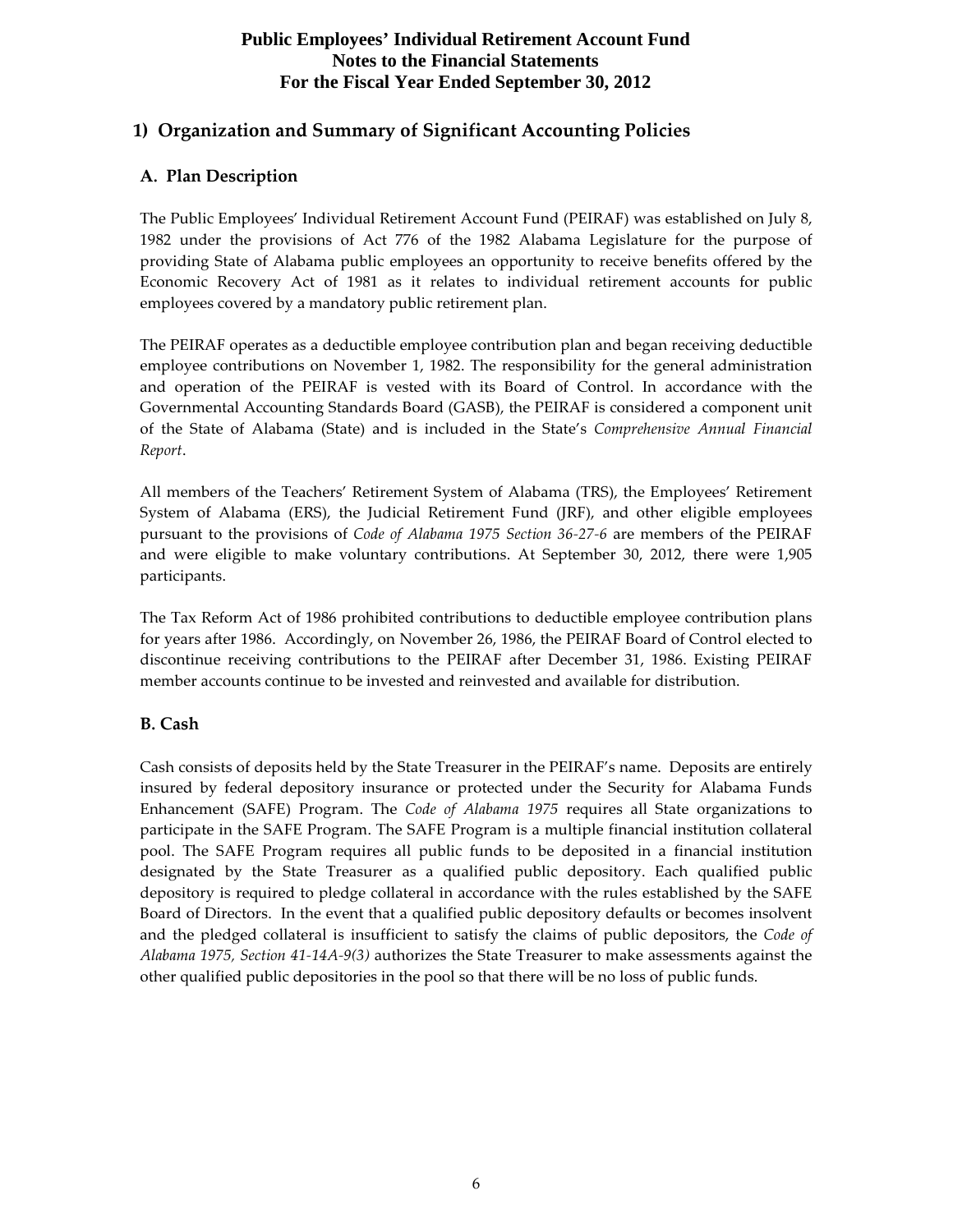# Public Employees' Individual Retirement Account Fund
## Notes to the Financial Statements
## For the Fiscal Year Ended September 30, 2012

## 1) Organization and Summary of Significant Accounting Policies

### A. Plan Description

The Public Employees' Individual Retirement Account Fund (PEIRAF) was established on July 8, 1982 under the provisions of Act 776 of the 1982 Alabama Legislature for the purpose of providing State of Alabama public employees an opportunity to receive benefits offered by the Economic Recovery Act of 1981 as it relates to individual retirement accounts for public employees covered by a mandatory public retirement plan.

The PEIRAF operates as a deductible employee contribution plan and began receiving deductible employee contributions on November 1, 1982. The responsibility for the general administration and operation of the PEIRAF is vested with its Board of Control. In accordance with the Governmental Accounting Standards Board (GASB), the PEIRAF is considered a component unit of the State of Alabama (State) and is included in the State's *Comprehensive Annual Financial Report*.

All members of the Teachers' Retirement System of Alabama (TRS), the Employees' Retirement System of Alabama (ERS), the Judicial Retirement Fund (JRF), and other eligible employees pursuant to the provisions of *Code of Alabama 1975 Section 36-27-6* are members of the PEIRAF and were eligible to make voluntary contributions. At September 30, 2012, there were 1,905 participants.

The Tax Reform Act of 1986 prohibited contributions to deductible employee contribution plans for years after 1986. Accordingly, on November 26, 1986, the PEIRAF Board of Control elected to discontinue receiving contributions to the PEIRAF after December 31, 1986. Existing PEIRAF member accounts continue to be invested and reinvested and available for distribution.

### B. Cash

Cash consists of deposits held by the State Treasurer in the PEIRAF's name. Deposits are entirely insured by federal depository insurance or protected under the Security for Alabama Funds Enhancement (SAFE) Program. The *Code of Alabama 1975* requires all State organizations to participate in the SAFE Program. The SAFE Program is a multiple financial institution collateral pool. The SAFE Program requires all public funds to be deposited in a financial institution designated by the State Treasurer as a qualified public depository. Each qualified public depository is required to pledge collateral in accordance with the rules established by the SAFE Board of Directors. In the event that a qualified public depository defaults or becomes insolvent and the pledged collateral is insufficient to satisfy the claims of public depositors, the *Code of Alabama 1975, Section 41-14A-9(3)* authorizes the State Treasurer to make assessments against the other qualified public depositories in the pool so that there will be no loss of public funds.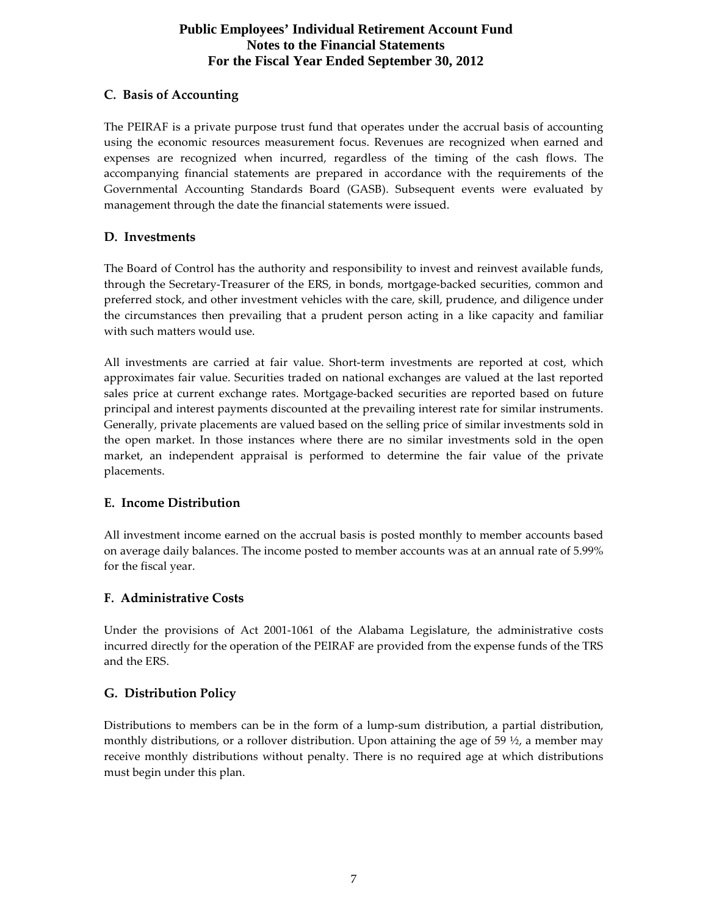### C. Basis of Accounting

The PEIRAF is a private purpose trust fund that operates under the accrual basis of accounting using the economic resources measurement focus. Revenues are recognized when earned and expenses are recognized when incurred, regardless of the timing of the cash flows. The accompanying financial statements are prepared in accordance with the requirements of the Governmental Accounting Standards Board (GASB). Subsequent events were evaluated by management through the date the financial statements were issued.

### D. Investments

The Board of Control has the authority and responsibility to invest and reinvest available funds, through the Secretary-Treasurer of the ERS, in bonds, mortgage-backed securities, common and preferred stock, and other investment vehicles with the care, skill, prudence, and diligence under the circumstances then prevailing that a prudent person acting in a like capacity and familiar with such matters would use.

All investments are carried at fair value. Short-term investments are reported at cost, which approximates fair value. Securities traded on national exchanges are valued at the last reported sales price at current exchange rates. Mortgage-backed securities are reported based on future principal and interest payments discounted at the prevailing interest rate for similar instruments. Generally, private placements are valued based on the selling price of similar investments sold in the open market. In those instances where there are no similar investments sold in the open market, an independent appraisal is performed to determine the fair value of the private placements.

### E. Income Distribution

All investment income earned on the accrual basis is posted monthly to member accounts based on average daily balances. The income posted to member accounts was at an annual rate of 5.99% for the fiscal year.

### F. Administrative Costs

Under the provisions of Act 2001-1061 of the Alabama Legislature, the administrative costs incurred directly for the operation of the PEIRAF are provided from the expense funds of the TRS and the ERS.

### G. Distribution Policy

Distributions to members can be in the form of a lump-sum distribution, a partial distribution, monthly distributions, or a rollover distribution. Upon attaining the age of 59 ½, a member may receive monthly distributions without penalty. There is no required age at which distributions must begin under this plan.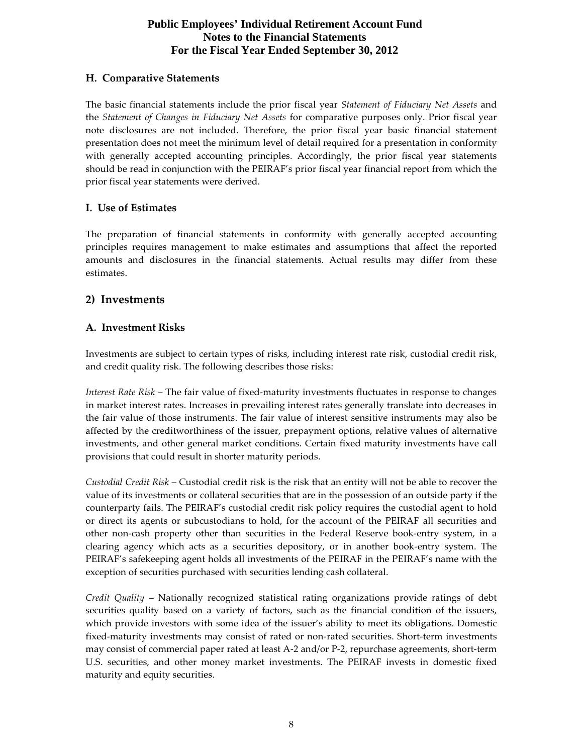### H. Comparative Statements

The basic financial statements include the prior fiscal year *Statement of Fiduciary Net Assets* and the *Statement of Changes in Fiduciary Net Assets* for comparative purposes only. Prior fiscal year note disclosures are not included. Therefore, the prior fiscal year basic financial statement presentation does not meet the minimum level of detail required for a presentation in conformity with generally accepted accounting principles. Accordingly, the prior fiscal year statements should be read in conjunction with the PEIRAF's prior fiscal year financial report from which the prior fiscal year statements were derived.

### I. Use of Estimates

The preparation of financial statements in conformity with generally accepted accounting principles requires management to make estimates and assumptions that affect the reported amounts and disclosures in the financial statements. Actual results may differ from these estimates.

## 2) Investments

### A. Investment Risks

Investments are subject to certain types of risks, including interest rate risk, custodial credit risk, and credit quality risk. The following describes those risks:

*Interest Rate Risk* – The fair value of fixed-maturity investments fluctuates in response to changes in market interest rates. Increases in prevailing interest rates generally translate into decreases in the fair value of those instruments. The fair value of interest sensitive instruments may also be affected by the creditworthiness of the issuer, prepayment options, relative values of alternative investments, and other general market conditions. Certain fixed maturity investments have call provisions that could result in shorter maturity periods.

*Custodial Credit Risk* – Custodial credit risk is the risk that an entity will not be able to recover the value of its investments or collateral securities that are in the possession of an outside party if the counterparty fails. The PEIRAF's custodial credit risk policy requires the custodial agent to hold or direct its agents or subcustodians to hold, for the account of the PEIRAF all securities and other non-cash property other than securities in the Federal Reserve book-entry system, in a clearing agency which acts as a securities depository, or in another book-entry system. The PEIRAF's safekeeping agent holds all investments of the PEIRAF in the PEIRAF's name with the exception of securities purchased with securities lending cash collateral.

*Credit Quality* – Nationally recognized statistical rating organizations provide ratings of debt securities quality based on a variety of factors, such as the financial condition of the issuers, which provide investors with some idea of the issuer's ability to meet its obligations. Domestic fixed-maturity investments may consist of rated or non-rated securities. Short-term investments may consist of commercial paper rated at least A-2 and/or P-2, repurchase agreements, short-term U.S. securities, and other money market investments. The PEIRAF invests in domestic fixed maturity and equity securities.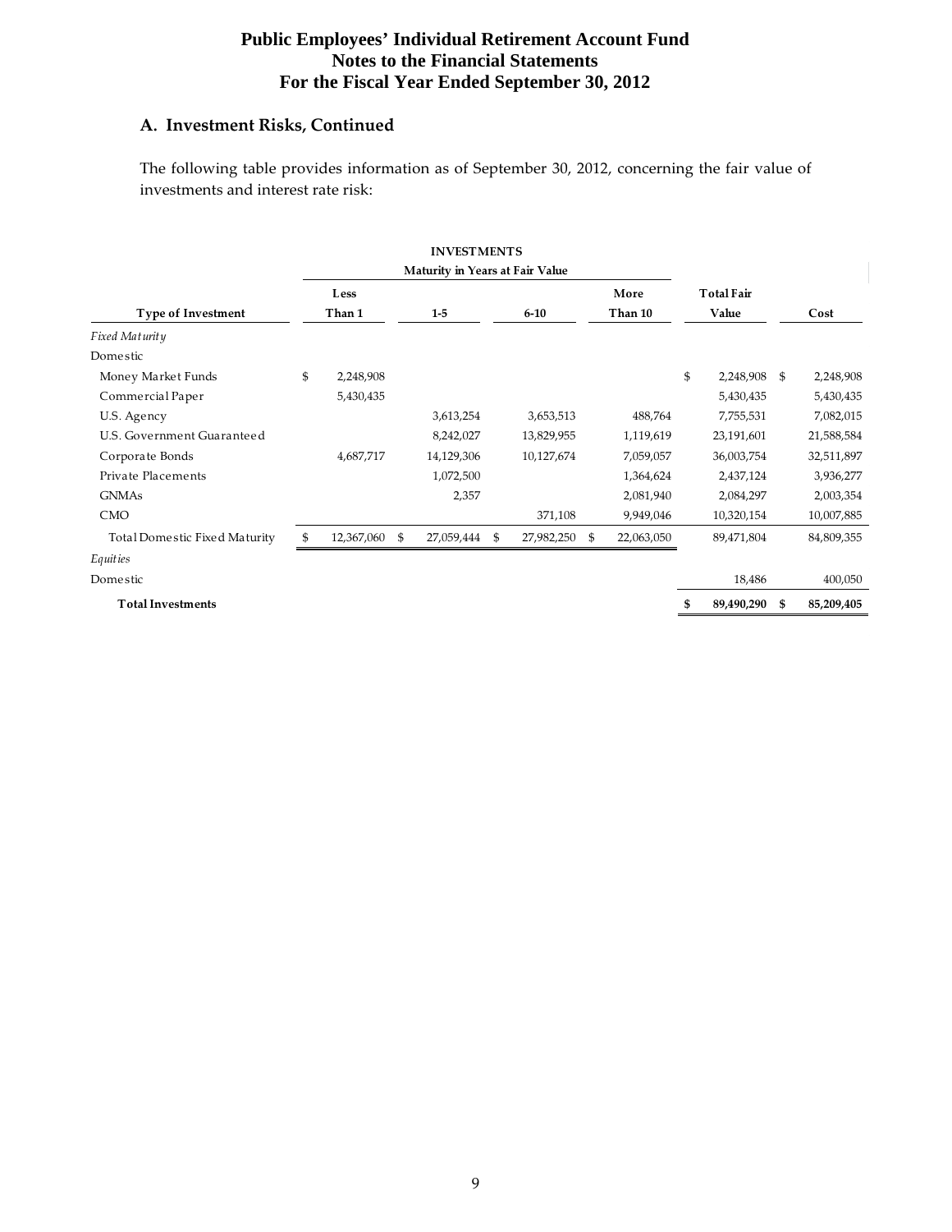# Public Employees' Individual Retirement Account Fund
## Notes to the Financial Statements
## For the Fiscal Year Ended September 30, 2012

### A. Investment Risks, Continued

The following table provides information as of September 30, 2012, concerning the fair value of investments and interest rate risk:

**INVESTMENTS**

| | Maturity in Years at Fair Value | | | | | |
|---|---|---|---|---|---|---|
| **Type of Investment** | **Less Than 1** | **1-5** | **6-10** | **More Than 10** | **Total Fair Value** | **Cost** |
| *Fixed Maturity* | | | | | | |
| Domestic | | | | | | |
| Money Market Funds | $ 2,248,908 | | | | $ 2,248,908 | $ 2,248,908 |
| Commercial Paper | 5,430,435 | | | | 5,430,435 | 5,430,435 |
| U.S. Agency | | 3,613,254 | 3,653,513 | 488,764 | 7,755,531 | 7,082,015 |
| U.S. Government Guaranteed | | 8,242,027 | 13,829,955 | 1,119,619 | 23,191,601 | 21,588,584 |
| Corporate Bonds | 4,687,717 | 14,129,306 | 10,127,674 | 7,059,057 | 36,003,754 | 32,511,897 |
| Private Placements | | 1,072,500 | | 1,364,624 | 2,437,124 | 3,936,277 |
| GNMAs | | 2,357 | | 2,081,940 | 2,084,297 | 2,003,354 |
| CMO | | | 371,108 | 9,949,046 | 10,320,154 | 10,007,885 |
| Total Domestic Fixed Maturity | $ 12,367,060 | $ 27,059,444 | $ 27,982,250 | $ 22,063,050 | 89,471,804 | 84,809,355 |
| *Equities* | | | | | | |
| Domestic | | | | | 18,486 | 400,050 |
| **Total Investments** | | | | | **$ 89,490,290** | **$ 85,209,405** |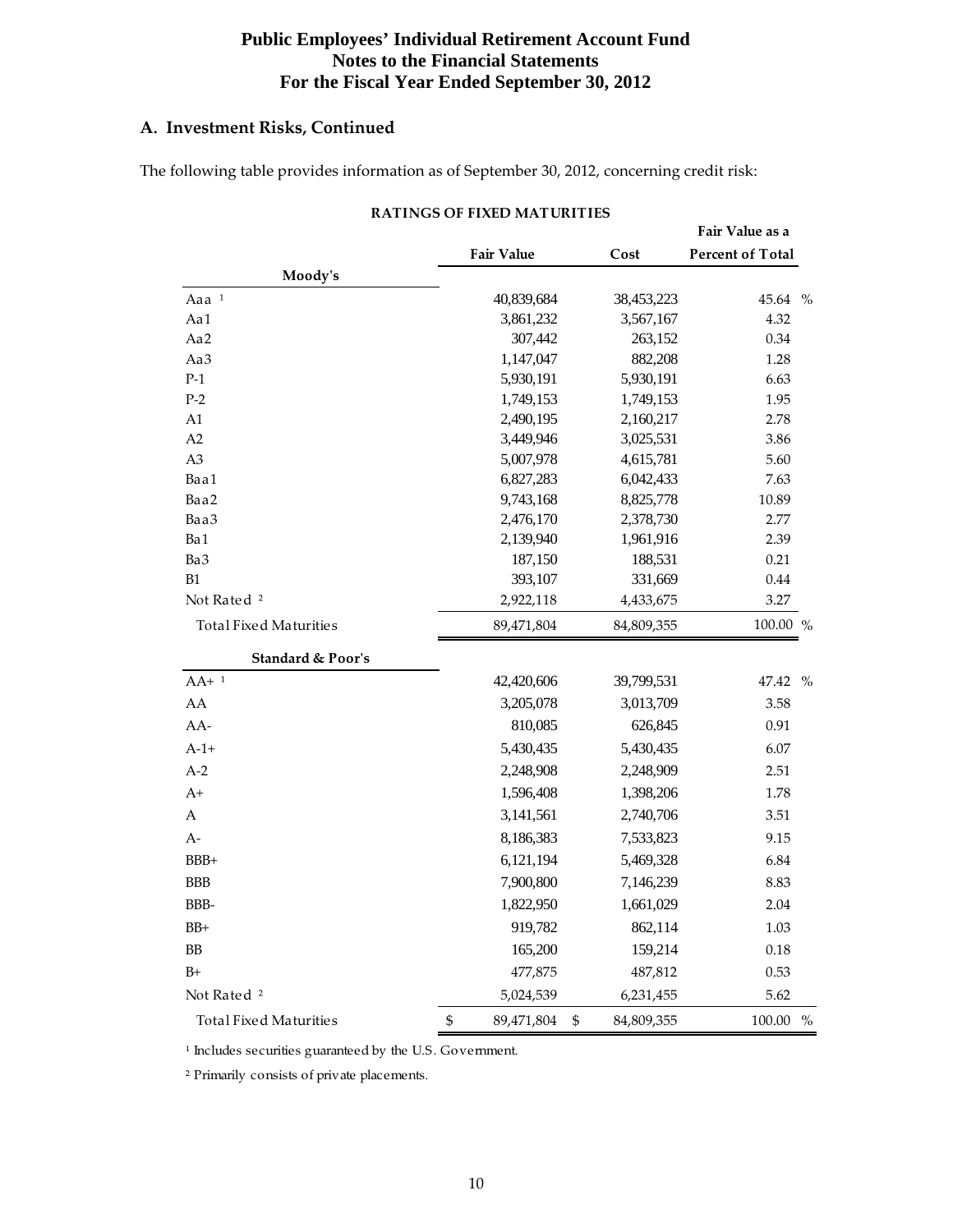# Public Employees' Individual Retirement Account Fund
## Notes to the Financial Statements
## For the Fiscal Year Ended September 30, 2012

### A. Investment Risks, Continued

The following table provides information as of September 30, 2012, concerning credit risk:

**RATINGS OF FIXED MATURITIES**

| | Fair Value | Cost | Fair Value as a Percent of Total |
|---|---|---|---|
| **Moody's** | | | |
| Aaa [1] | 40,839,684 | 38,453,223 | 45.64 % |
| Aa1 | 3,861,232 | 3,567,167 | 4.32 |
| Aa2 | 307,442 | 263,152 | 0.34 |
| Aa3 | 1,147,047 | 882,208 | 1.28 |
| P-1 | 5,930,191 | 5,930,191 | 6.63 |
| P-2 | 1,749,153 | 1,749,153 | 1.95 |
| A1 | 2,490,195 | 2,160,217 | 2.78 |
| A2 | 3,449,946 | 3,025,531 | 3.86 |
| A3 | 5,007,978 | 4,615,781 | 5.60 |
| Baa1 | 6,827,283 | 6,042,433 | 7.63 |
| Baa2 | 9,743,168 | 8,825,778 | 10.89 |
| Baa3 | 2,476,170 | 2,378,730 | 2.77 |
| Ba1 | 2,139,940 | 1,961,916 | 2.39 |
| Ba3 | 187,150 | 188,531 | 0.21 |
| B1 | 393,107 | 331,669 | 0.44 |
| Not Rated [2] | 2,922,118 | 4,433,675 | 3.27 |
| Total Fixed Maturities | 89,471,804 | 84,809,355 | 100.00 % |
| **Standard & Poor's** | | | |
| AA+ [1] | 42,420,606 | 39,799,531 | 47.42 % |
| AA | 3,205,078 | 3,013,709 | 3.58 |
| AA- | 810,085 | 626,845 | 0.91 |
| A-1+ | 5,430,435 | 5,430,435 | 6.07 |
| A-2 | 2,248,908 | 2,248,909 | 2.51 |
| A+ | 1,596,408 | 1,398,206 | 1.78 |
| A | 3,141,561 | 2,740,706 | 3.51 |
| A- | 8,186,383 | 7,533,823 | 9.15 |
| BBB+ | 6,121,194 | 5,469,328 | 6.84 |
| BBB | 7,900,800 | 7,146,239 | 8.83 |
| BBB- | 1,822,950 | 1,661,029 | 2.04 |
| BB+ | 919,782 | 862,114 | 1.03 |
| BB | 165,200 | 159,214 | 0.18 |
| B+ | 477,875 | 487,812 | 0.53 |
| Not Rated [2] | 5,024,539 | 6,231,455 | 5.62 |
| Total Fixed Maturities | $ 89,471,804 | $ 84,809,355 | 100.00 % |

[1] Includes securities guaranteed by the U.S. Government.

[2] Primarily consists of private placements.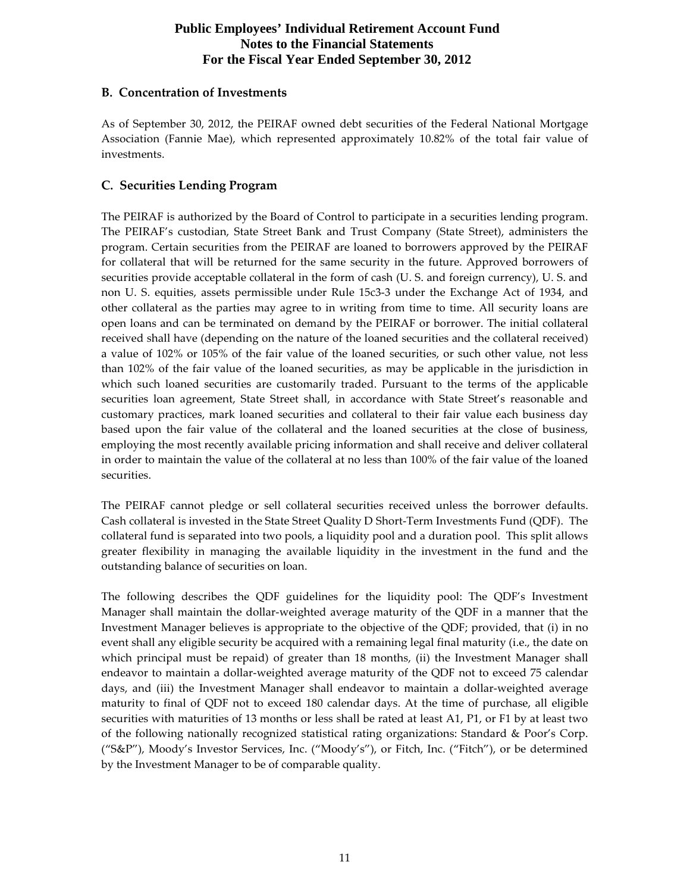## B. Concentration of Investments

As of September 30, 2012, the PEIRAF owned debt securities of the Federal National Mortgage Association (Fannie Mae), which represented approximately 10.82% of the total fair value of investments.

## C. Securities Lending Program

The PEIRAF is authorized by the Board of Control to participate in a securities lending program. The PEIRAF's custodian, State Street Bank and Trust Company (State Street), administers the program. Certain securities from the PEIRAF are loaned to borrowers approved by the PEIRAF for collateral that will be returned for the same security in the future. Approved borrowers of securities provide acceptable collateral in the form of cash (U. S. and foreign currency), U. S. and non U. S. equities, assets permissible under Rule 15c3-3 under the Exchange Act of 1934, and other collateral as the parties may agree to in writing from time to time. All security loans are open loans and can be terminated on demand by the PEIRAF or borrower. The initial collateral received shall have (depending on the nature of the loaned securities and the collateral received) a value of 102% or 105% of the fair value of the loaned securities, or such other value, not less than 102% of the fair value of the loaned securities, as may be applicable in the jurisdiction in which such loaned securities are customarily traded. Pursuant to the terms of the applicable securities loan agreement, State Street shall, in accordance with State Street's reasonable and customary practices, mark loaned securities and collateral to their fair value each business day based upon the fair value of the collateral and the loaned securities at the close of business, employing the most recently available pricing information and shall receive and deliver collateral in order to maintain the value of the collateral at no less than 100% of the fair value of the loaned securities.

The PEIRAF cannot pledge or sell collateral securities received unless the borrower defaults. Cash collateral is invested in the State Street Quality D Short-Term Investments Fund (QDF). The collateral fund is separated into two pools, a liquidity pool and a duration pool. This split allows greater flexibility in managing the available liquidity in the investment in the fund and the outstanding balance of securities on loan.

The following describes the QDF guidelines for the liquidity pool: The QDF's Investment Manager shall maintain the dollar-weighted average maturity of the QDF in a manner that the Investment Manager believes is appropriate to the objective of the QDF; provided, that (i) in no event shall any eligible security be acquired with a remaining legal final maturity (i.e., the date on which principal must be repaid) of greater than 18 months, (ii) the Investment Manager shall endeavor to maintain a dollar-weighted average maturity of the QDF not to exceed 75 calendar days, and (iii) the Investment Manager shall endeavor to maintain a dollar-weighted average maturity to final of QDF not to exceed 180 calendar days. At the time of purchase, all eligible securities with maturities of 13 months or less shall be rated at least A1, P1, or F1 by at least two of the following nationally recognized statistical rating organizations: Standard & Poor's Corp. ("S&P"), Moody's Investor Services, Inc. ("Moody's"), or Fitch, Inc. ("Fitch"), or be determined by the Investment Manager to be of comparable quality.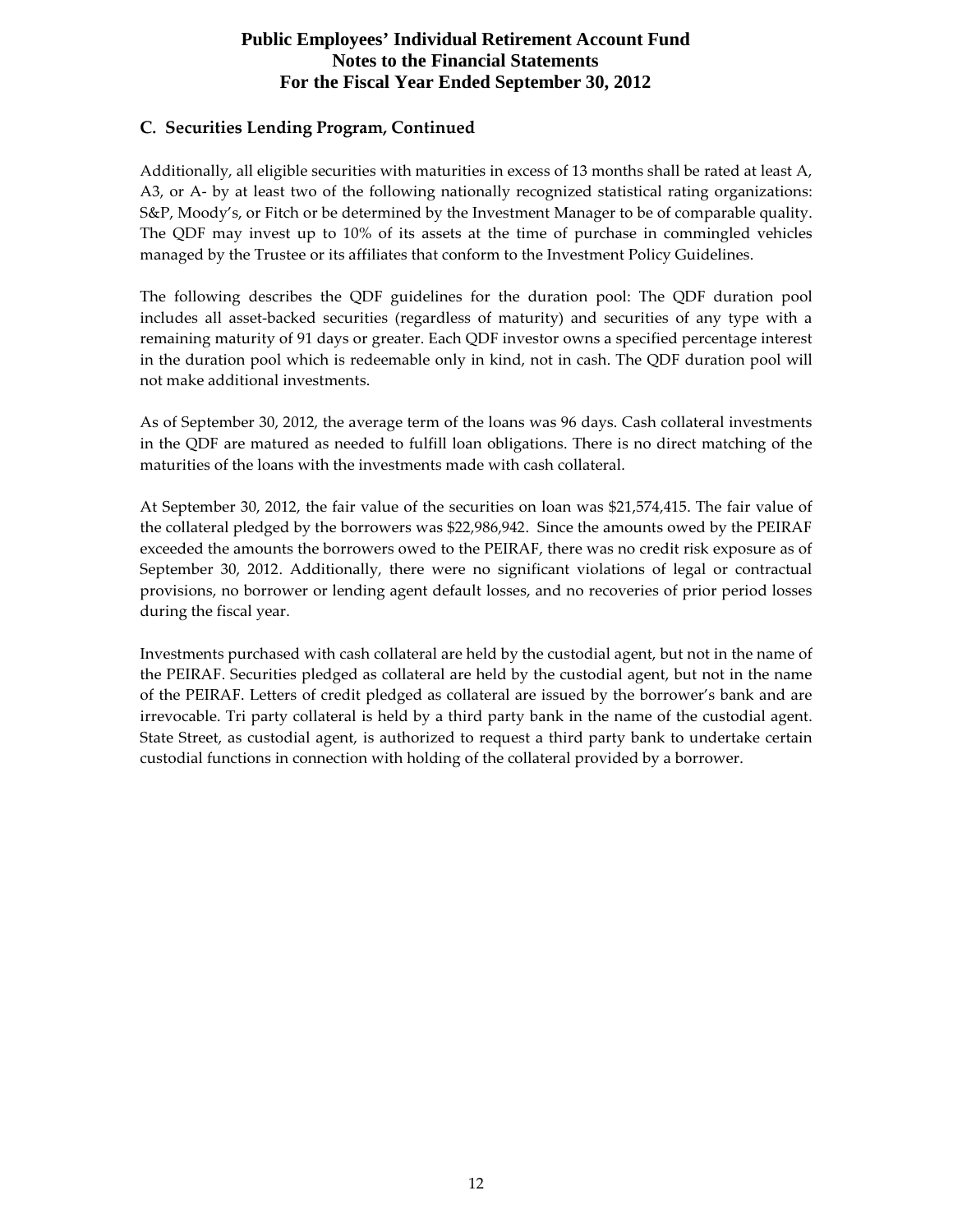## C. Securities Lending Program, Continued

Additionally, all eligible securities with maturities in excess of 13 months shall be rated at least A, A3, or A- by at least two of the following nationally recognized statistical rating organizations: S&P, Moody's, or Fitch or be determined by the Investment Manager to be of comparable quality. The QDF may invest up to 10% of its assets at the time of purchase in commingled vehicles managed by the Trustee or its affiliates that conform to the Investment Policy Guidelines.

The following describes the QDF guidelines for the duration pool: The QDF duration pool includes all asset-backed securities (regardless of maturity) and securities of any type with a remaining maturity of 91 days or greater. Each QDF investor owns a specified percentage interest in the duration pool which is redeemable only in kind, not in cash. The QDF duration pool will not make additional investments.

As of September 30, 2012, the average term of the loans was 96 days. Cash collateral investments in the QDF are matured as needed to fulfill loan obligations. There is no direct matching of the maturities of the loans with the investments made with cash collateral.

At September 30, 2012, the fair value of the securities on loan was $21,574,415. The fair value of the collateral pledged by the borrowers was $22,986,942. Since the amounts owed by the PEIRAF exceeded the amounts the borrowers owed to the PEIRAF, there was no credit risk exposure as of September 30, 2012. Additionally, there were no significant violations of legal or contractual provisions, no borrower or lending agent default losses, and no recoveries of prior period losses during the fiscal year.

Investments purchased with cash collateral are held by the custodial agent, but not in the name of the PEIRAF. Securities pledged as collateral are held by the custodial agent, but not in the name of the PEIRAF. Letters of credit pledged as collateral are issued by the borrower's bank and are irrevocable. Tri party collateral is held by a third party bank in the name of the custodial agent. State Street, as custodial agent, is authorized to request a third party bank to undertake certain custodial functions in connection with holding of the collateral provided by a borrower.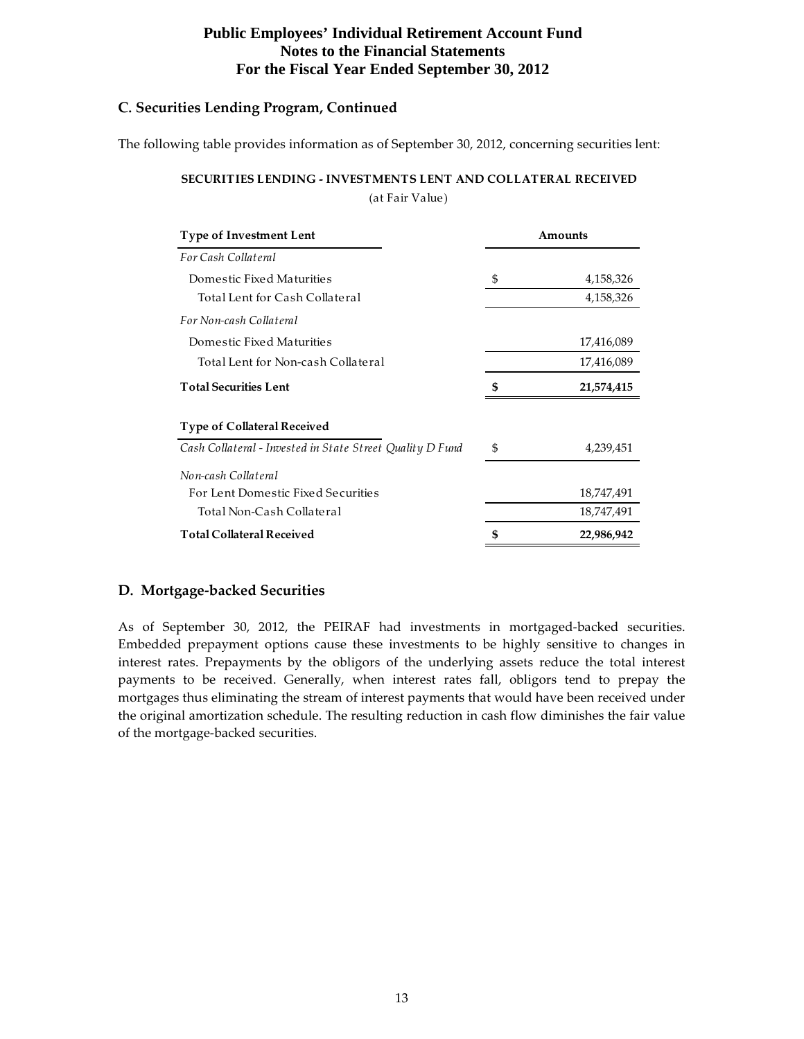## C. Securities Lending Program, Continued

The following table provides information as of September 30, 2012, concerning securities lent:

**SECURITIES LENDING - INVESTMENTS LENT AND COLLATERAL RECEIVED**

(at Fair Value)

| Type of Investment Lent | | Amounts |
|---|---|---|
| *For Cash Collateral* | | |
| Domestic Fixed Maturities | $ | 4,158,326 |
| Total Lent for Cash Collateral | | 4,158,326 |
| *For Non-cash Collateral* | | |
| Domestic Fixed Maturities | | 17,416,089 |
| Total Lent for Non-cash Collateral | | 17,416,089 |
| **Total Securities Lent** | **$** | **21,574,415** |
| | | |
| **Type of Collateral Received** | | |
| *Cash Collateral - Invested in State Street Quality D Fund* | $ | 4,239,451 |
| *Non-cash Collateral* | | |
| For Lent Domestic Fixed Securities | | 18,747,491 |
| Total Non-Cash Collateral | | 18,747,491 |
| **Total Collateral Received** | **$** | **22,986,942** |

## D. Mortgage-backed Securities

As of September 30, 2012, the PEIRAF had investments in mortgaged-backed securities. Embedded prepayment options cause these investments to be highly sensitive to changes in interest rates. Prepayments by the obligors of the underlying assets reduce the total interest payments to be received. Generally, when interest rates fall, obligors tend to prepay the mortgages thus eliminating the stream of interest payments that would have been received under the original amortization schedule. The resulting reduction in cash flow diminishes the fair value of the mortgage-backed securities.